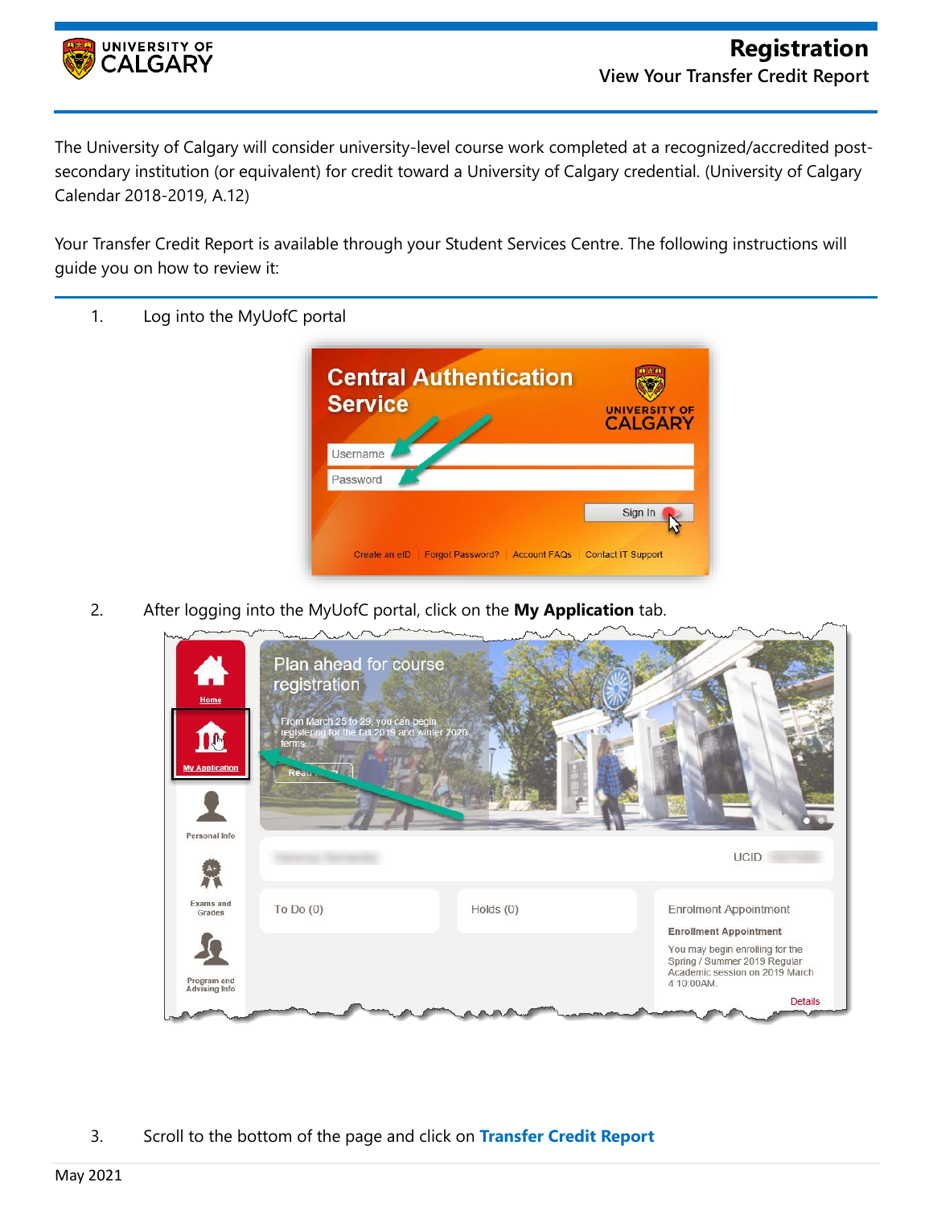# Registration

## View Your Transfer Credit Report

The University of Calgary will consider university-level course work completed at a recognized/accredited post-secondary institution (or equivalent) for credit toward a University of Calgary credential. (University of Calgary Calendar 2018-2019, A.12)

Your Transfer Credit Report is available through your Student Services Centre. The following instructions will guide you on how to review it:

1. Log into the MyUofC portal

2. After logging into the MyUofC portal, click on the **My Application** tab.

3. Scroll to the bottom of the page and click on **Transfer Credit Report**

May 2021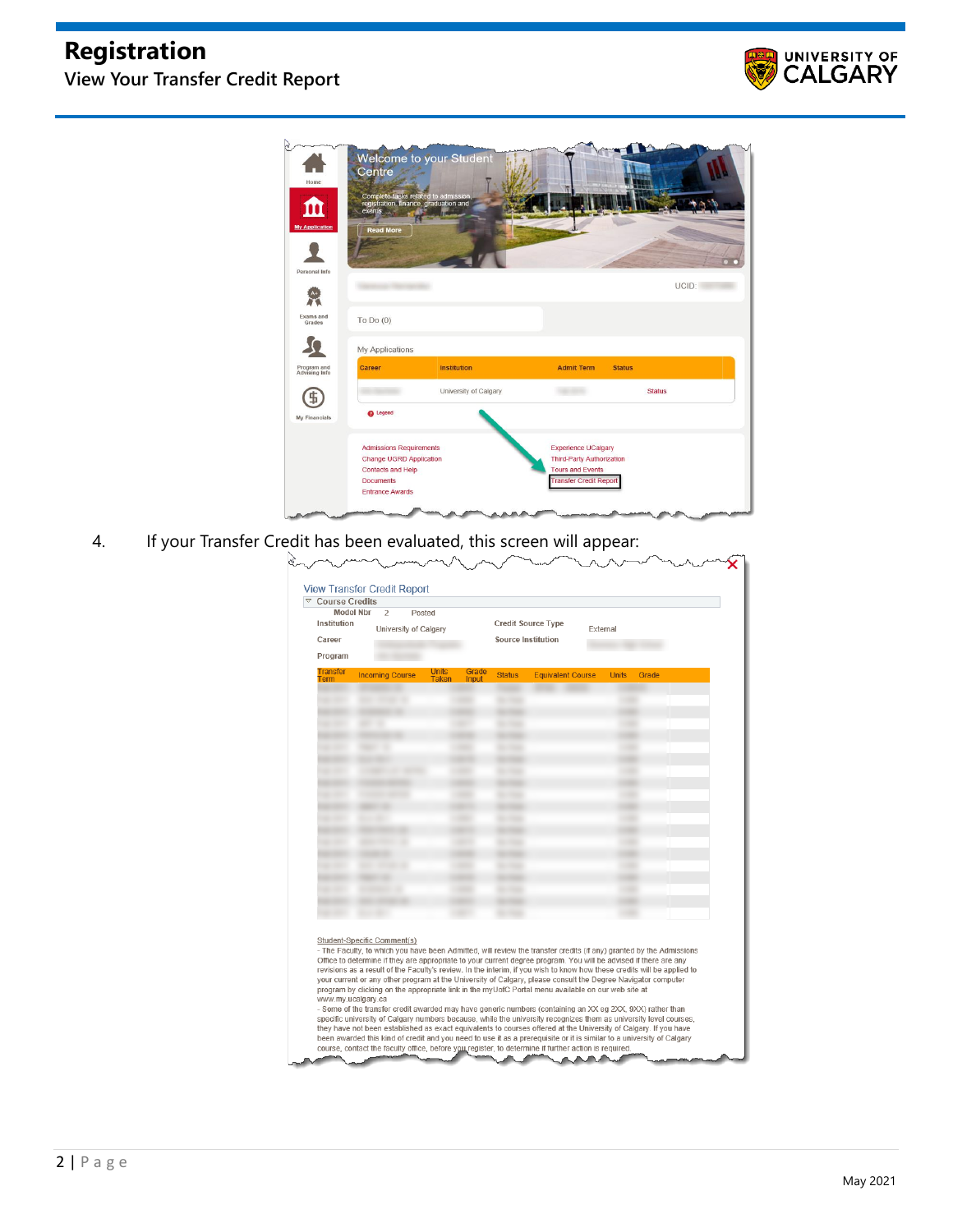# Registration

## View Your Transfer Credit Report

4. If your Transfer Credit has been evaluated, this screen will appear:

May 2021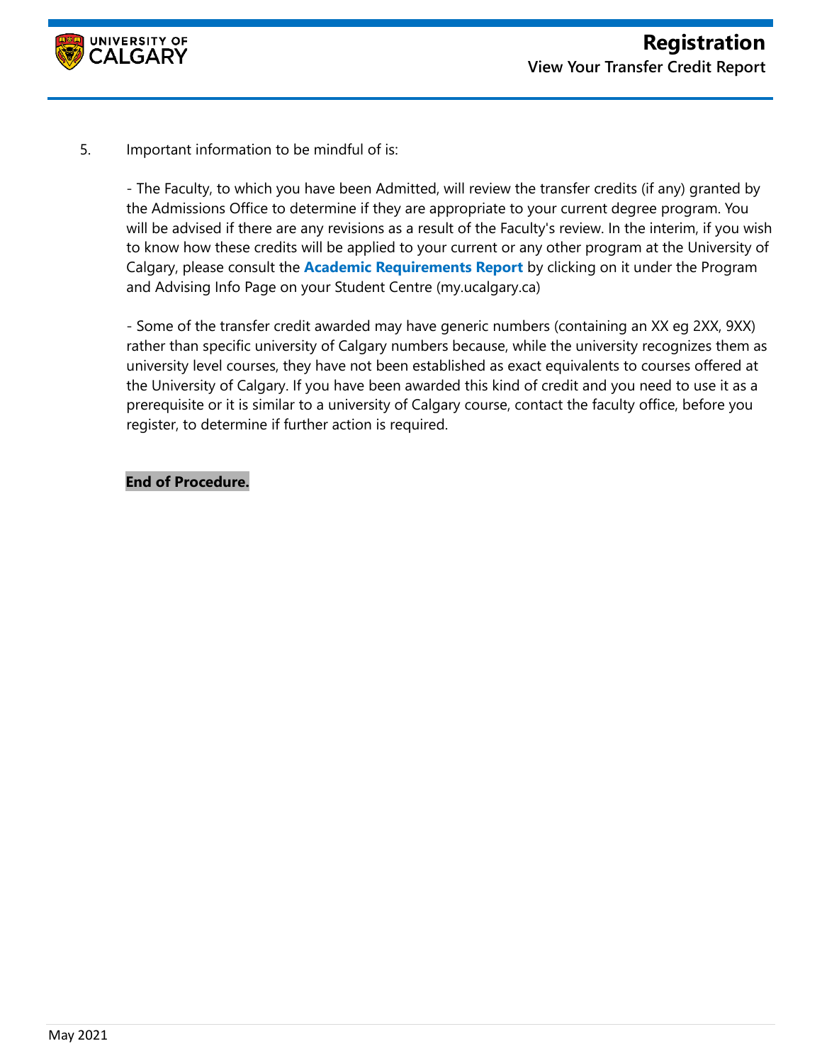5. Important information to be mindful of is:

   - The Faculty, to which you have been Admitted, will review the transfer credits (if any) granted by the Admissions Office to determine if they are appropriate to your current degree program. You will be advised if there are any revisions as a result of the Faculty's review. In the interim, if you wish to know how these credits will be applied to your current or any other program at the University of Calgary, please consult the **Academic Requirements Report** by clicking on it under the Program and Advising Info Page on your Student Centre (my.ucalgary.ca)

   - Some of the transfer credit awarded may have generic numbers (containing an XX eg 2XX, 9XX) rather than specific university of Calgary numbers because, while the university recognizes them as university level courses, they have not been established as exact equivalents to courses offered at the University of Calgary. If you have been awarded this kind of credit and you need to use it as a prerequisite or it is similar to a university of Calgary course, contact the faculty office, before you register, to determine if further action is required.

   **End of Procedure.**